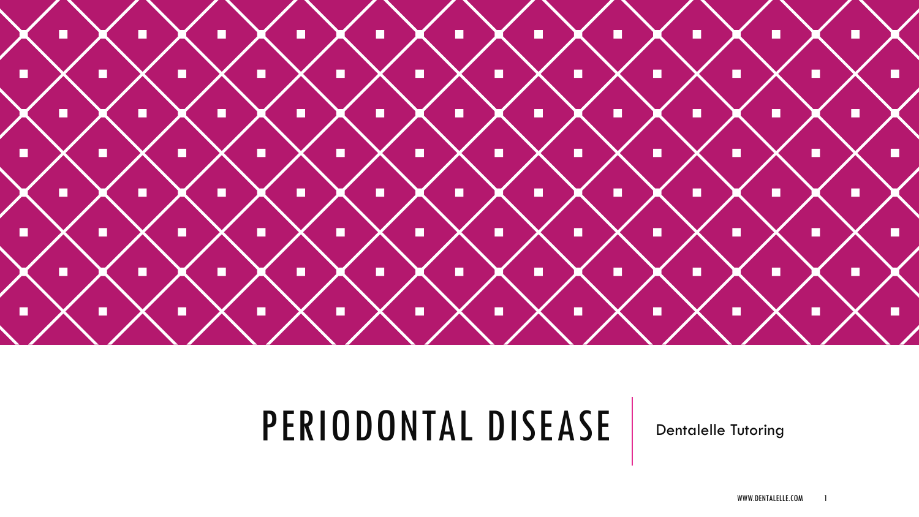# PERIODONTAL DISEASE

Dentalelle Tutoring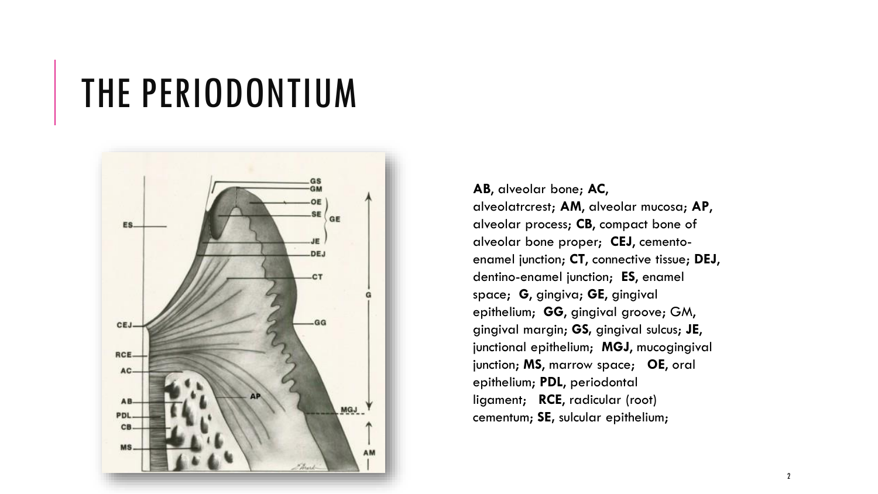# THE PERIODONTIUM

**AB,** alveolar bone; **AC,** alveolatrcrest; **AM,** alveolar mucosa; **AP,** alveolar process; **CB,** compact bone of alveolar bone proper; **CEJ,** cemento-enamel junction; **CT,** connective tissue; **DEJ,** dentino-enamel junction; **ES,** enamel space; **G,** gingiva; **GE,** gingival epithelium; **GG,** gingival groove; GM, gingival margin; **GS,** gingival sulcus; **JE,** junctional epithelium; **MGJ,** mucogingival junction; **MS,** marrow space; **OE,** oral epithelium; **PDL,** periodontal ligament; **RCE,** radicular (root) cementum; **SE,** sulcular epithelium;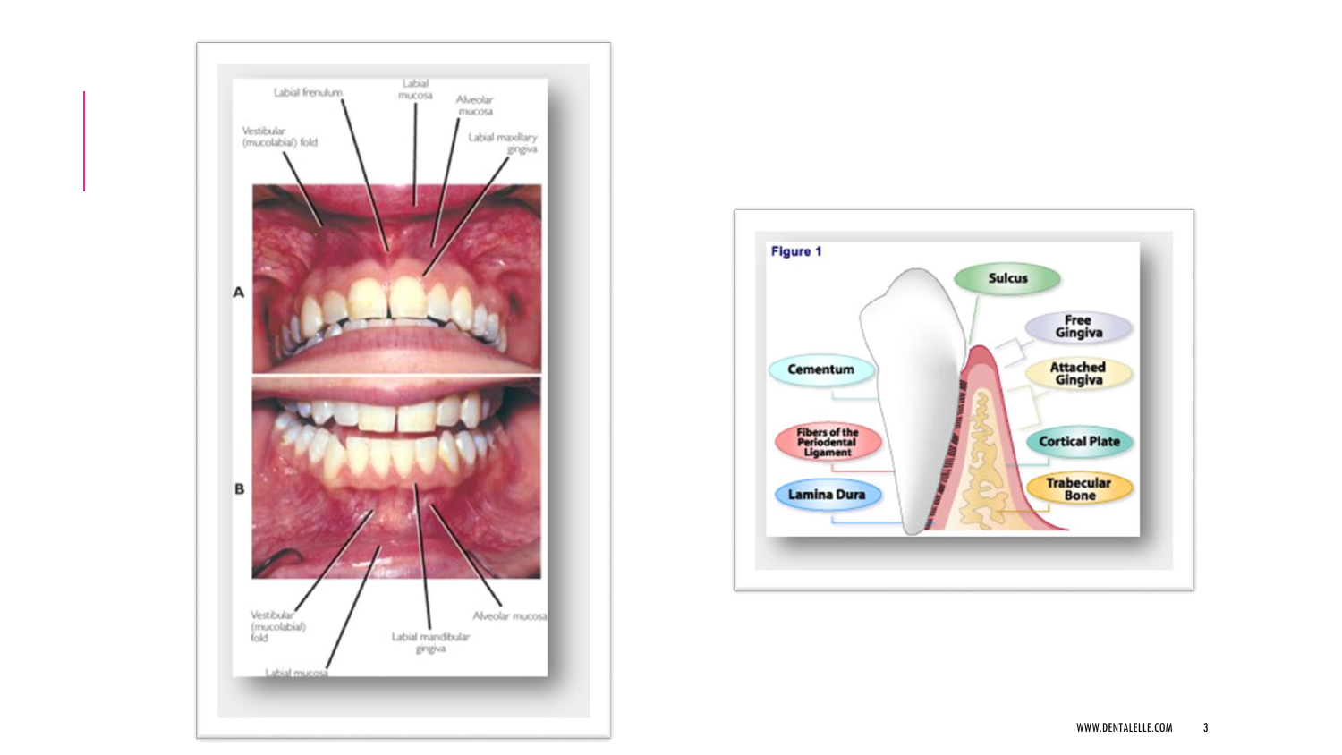Labial frenulum

Labial mucosa

Alveolar mucosa

Vestibular (mucolabial) fold

Labial maxillary gingiva

A

B

Vestibular (mucolabial) fold

Labial mucosa

Labial mandibular gingiva

Alveolar mucosa

**Figure 1**

Sulcus

Free Gingiva

Attached Gingiva

Cementum

Fibers of the Periodental Ligament

Cortical Plate

Lamina Dura

Trabecular Bone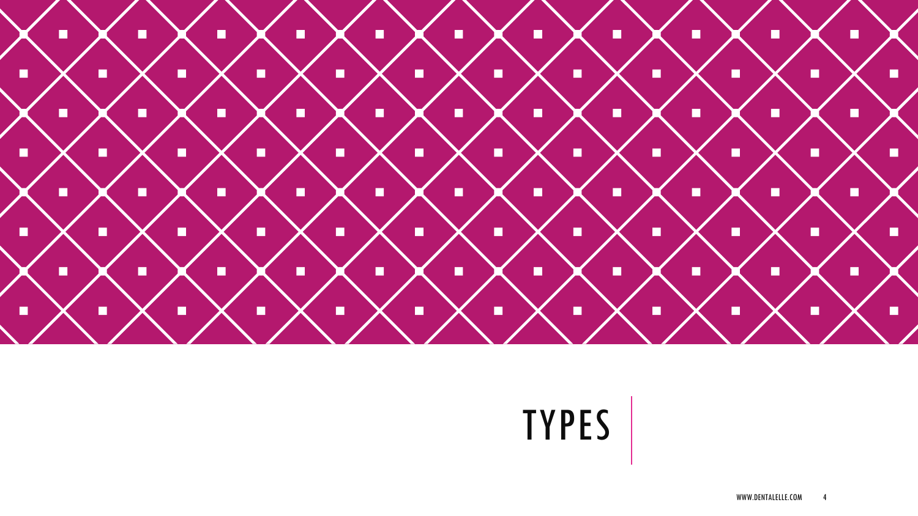# TYPES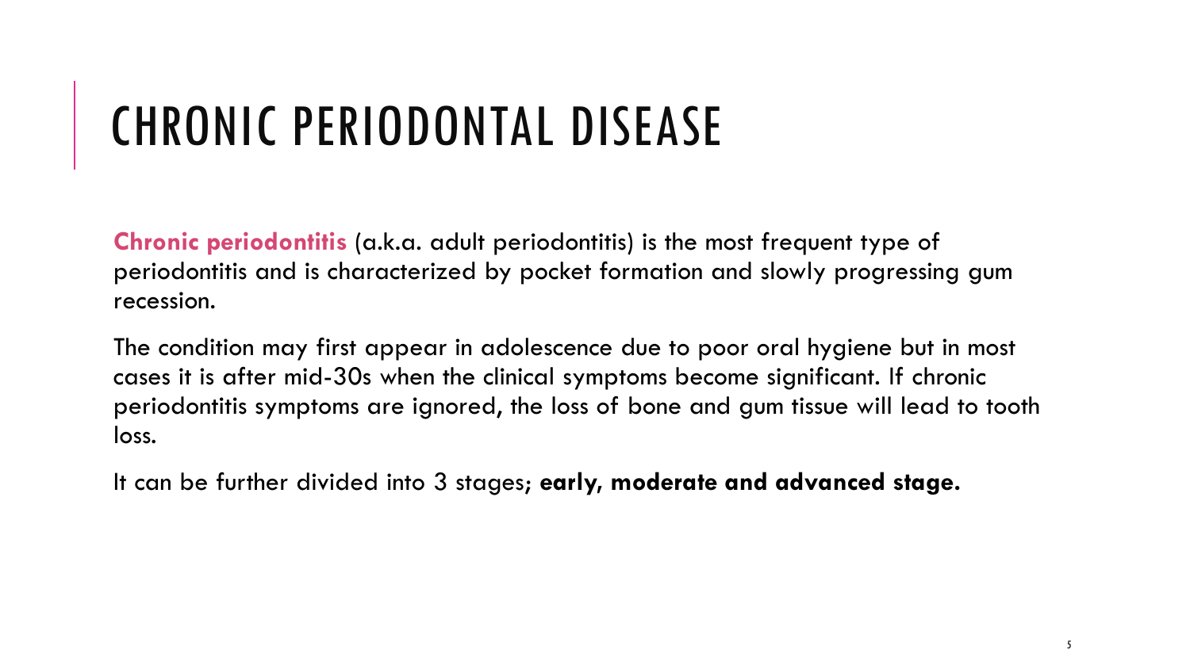# CHRONIC PERIODONTAL DISEASE

**Chronic periodontitis** (a.k.a. adult periodontitis) is the most frequent type of periodontitis and is characterized by pocket formation and slowly progressing gum recession.

The condition may first appear in adolescence due to poor oral hygiene but in most cases it is after mid-30s when the clinical symptoms become significant. If chronic periodontitis symptoms are ignored, the loss of bone and gum tissue will lead to tooth loss.

It can be further divided into 3 stages**; early, moderate and advanced stage.**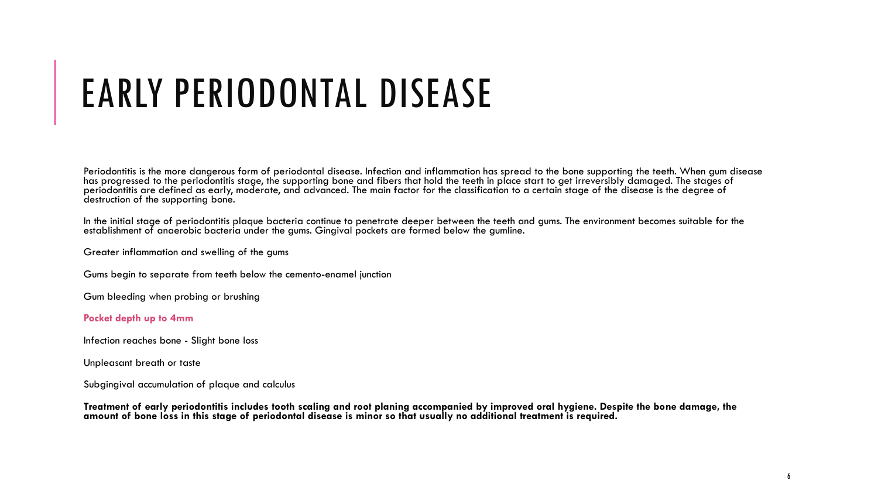# EARLY PERIODONTAL DISEASE

Periodontitis is the more dangerous form of periodontal disease. Infection and inflammation has spread to the bone supporting the teeth. When gum disease has progressed to the periodontitis stage, the supporting bone and fibers that hold the teeth in place start to get irreversibly damaged. The stages of periodontitis are defined as early, moderate, and advanced. The main factor for the classification to a certain stage of the disease is the degree of destruction of the supporting bone.

In the initial stage of periodontitis plaque bacteria continue to penetrate deeper between the teeth and gums. The environment becomes suitable for the establishment of anaerobic bacteria under the gums. Gingival pockets are formed below the gumline.

Greater inflammation and swelling of the gums

Gums begin to separate from teeth below the cemento-enamel junction

Gum bleeding when probing or brushing

**Pocket depth up to 4mm**

Infection reaches bone - Slight bone loss

Unpleasant breath or taste

Subgingival accumulation of plaque and calculus

**Treatment of early periodontitis includes tooth scaling and root planing accompanied by improved oral hygiene. Despite the bone damage, the amount of bone loss in this stage of periodontal disease is minor so that usually no additional treatment is required.**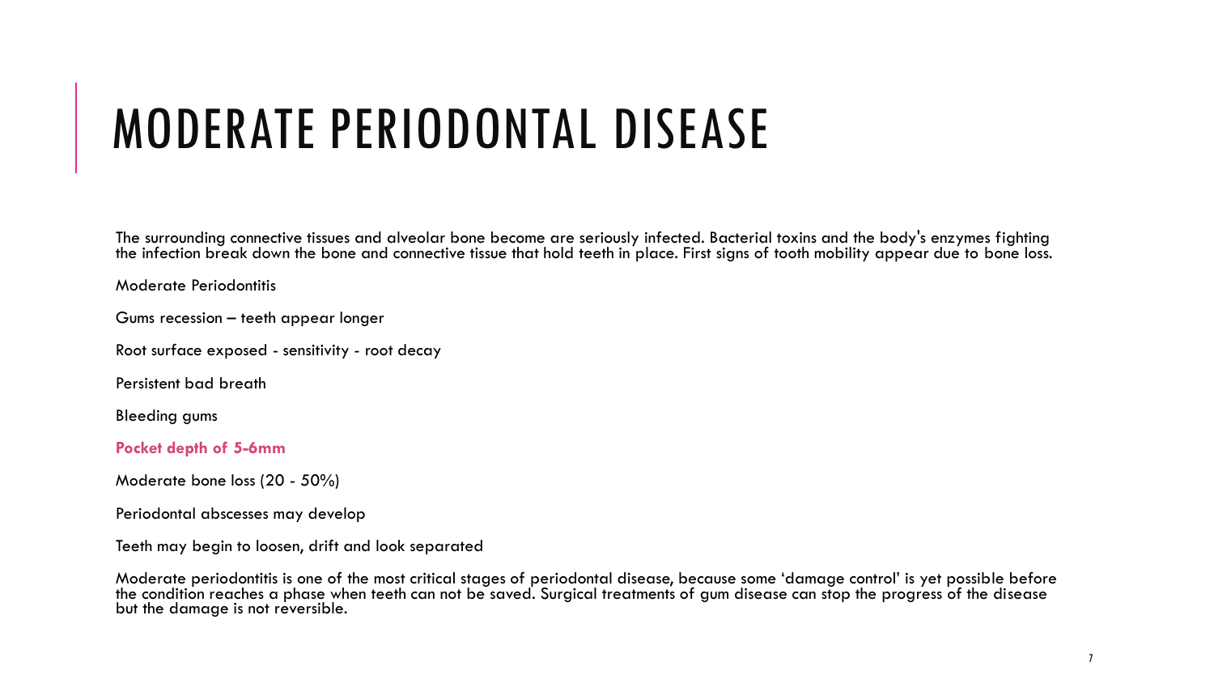# MODERATE PERIODONTAL DISEASE

The surrounding connective tissues and alveolar bone become are seriously infected. Bacterial toxins and the body's enzymes fighting the infection break down the bone and connective tissue that hold teeth in place. First signs of tooth mobility appear due to bone loss.

Moderate Periodontitis

Gums recession – teeth appear longer

Root surface exposed - sensitivity - root decay

Persistent bad breath

Bleeding gums

**Pocket depth of 5-6mm**

Moderate bone loss (20 - 50%)

Periodontal abscesses may develop

Teeth may begin to loosen, drift and look separated

Moderate periodontitis is one of the most critical stages of periodontal disease, because some 'damage control' is yet possible before the condition reaches a phase when teeth can not be saved. Surgical treatments of gum disease can stop the progress of the disease but the damage is not reversible.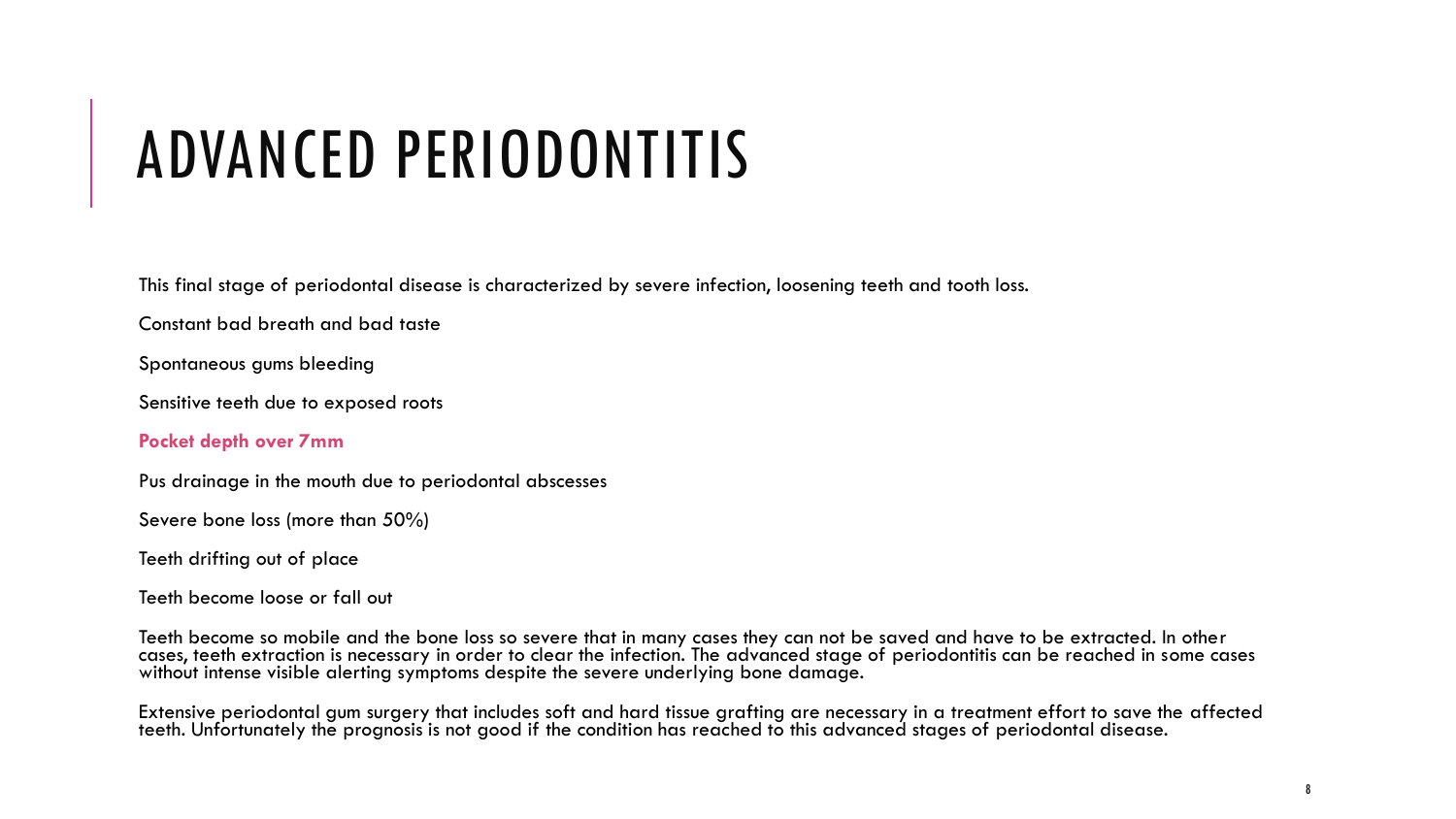# ADVANCED PERIODONTITIS

This final stage of periodontal disease is characterized by severe infection, loosening teeth and tooth loss.

Constant bad breath and bad taste

Spontaneous gums bleeding

Sensitive teeth due to exposed roots

**Pocket depth over 7mm**

Pus drainage in the mouth due to periodontal abscesses

Severe bone loss (more than 50%)

Teeth drifting out of place

Teeth become loose or fall out

Teeth become so mobile and the bone loss so severe that in many cases they can not be saved and have to be extracted. In other cases, teeth extraction is necessary in order to clear the infection. The advanced stage of periodontitis can be reached in some cases without intense visible alerting symptoms despite the severe underlying bone damage.

Extensive periodontal gum surgery that includes soft and hard tissue grafting are necessary in a treatment effort to save the affected teeth. Unfortunately the prognosis is not good if the condition has reached to this advanced stages of periodontal disease.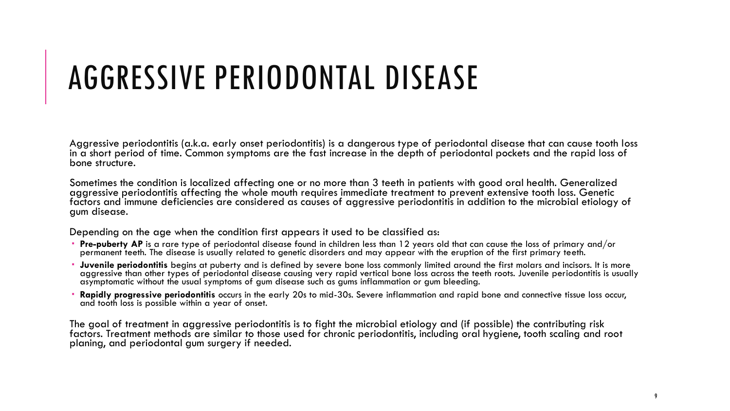# AGGRESSIVE PERIODONTAL DISEASE

Aggressive periodontitis (a.k.a. early onset periodontitis) is a dangerous type of periodontal disease that can cause tooth loss in a short period of time. Common symptoms are the fast increase in the depth of periodontal pockets and the rapid loss of bone structure.

Sometimes the condition is localized affecting one or no more than 3 teeth in patients with good oral health. Generalized aggressive periodontitis affecting the whole mouth requires immediate treatment to prevent extensive tooth loss. Genetic factors and immune deficiencies are considered as causes of aggressive periodontitis in addition to the microbial etiology of gum disease.

Depending on the age when the condition first appears it used to be classified as:

- **Pre-puberty AP** is a rare type of periodontal disease found in children less than 12 years old that can cause the loss of primary and/or permanent teeth. The disease is usually related to genetic disorders and may appear with the eruption of the first primary teeth.
- **Juvenile periodontitis** begins at puberty and is defined by severe bone loss commonly limited around the first molars and incisors. It is more aggressive than other types of periodontal disease causing very rapid vertical bone loss across the teeth roots. Juvenile periodontitis is usually asymptomatic without the usual symptoms of gum disease such as gums inflammation or gum bleeding.
- **Rapidly progressive periodontitis** occurs in the early 20s to mid-30s. Severe inflammation and rapid bone and connective tissue loss occur, and tooth loss is possible within a year of onset.

The goal of treatment in aggressive periodontitis is to fight the microbial etiology and (if possible) the contributing risk factors. Treatment methods are similar to those used for chronic periodontitis, including oral hygiene, tooth scaling and root planing, and periodontal gum surgery if needed.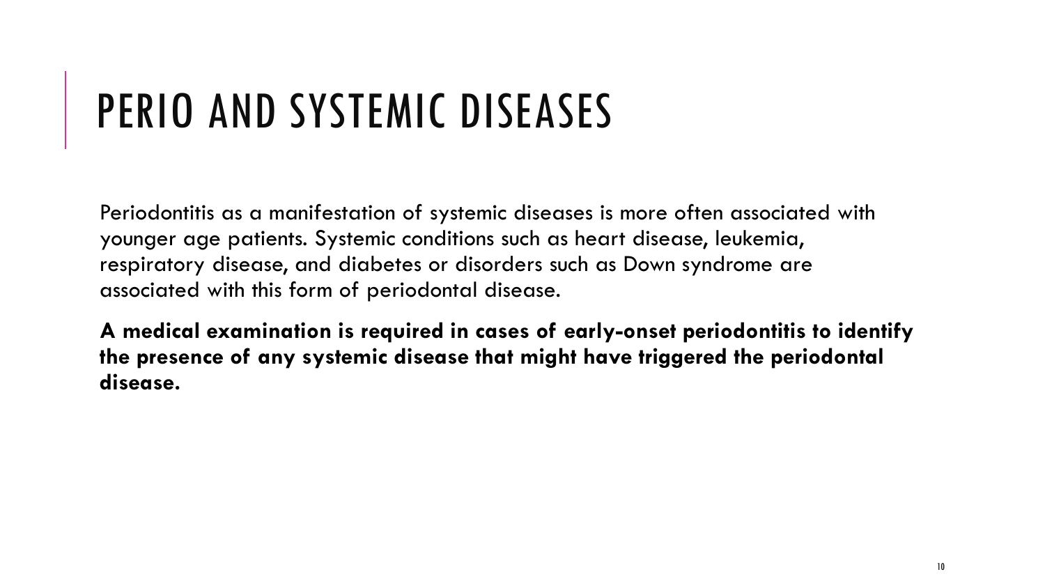# PERIO AND SYSTEMIC DISEASES

Periodontitis as a manifestation of systemic diseases is more often associated with younger age patients. Systemic conditions such as heart disease, leukemia, respiratory disease, and diabetes or disorders such as Down syndrome are associated with this form of periodontal disease.

**A medical examination is required in cases of early-onset periodontitis to identify the presence of any systemic disease that might have triggered the periodontal disease.**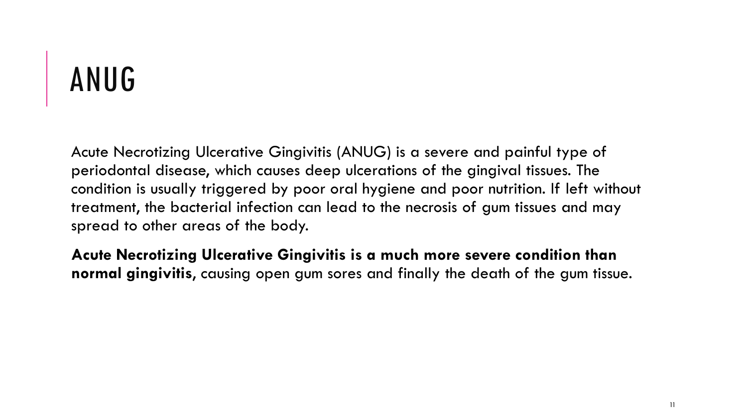# ANUG

Acute Necrotizing Ulcerative Gingivitis (ANUG) is a severe and painful type of periodontal disease, which causes deep ulcerations of the gingival tissues. The condition is usually triggered by poor oral hygiene and poor nutrition. If left without treatment, the bacterial infection can lead to the necrosis of gum tissues and may spread to other areas of the body.

**Acute Necrotizing Ulcerative Gingivitis is a much more severe condition than normal gingivitis**, causing open gum sores and finally the death of the gum tissue.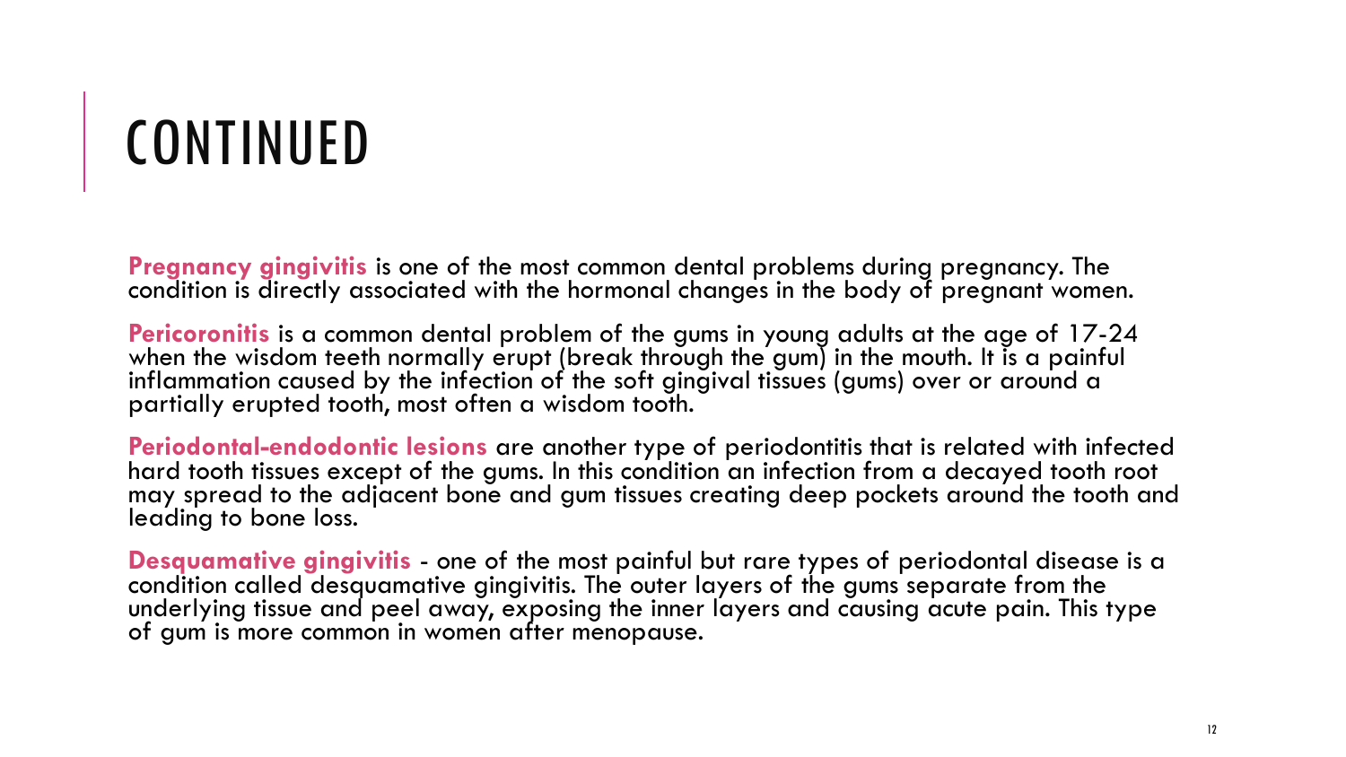# CONTINUED

**Pregnancy gingivitis** is one of the most common dental problems during pregnancy. The condition is directly associated with the hormonal changes in the body of pregnant women.

**Pericoronitis** is a common dental problem of the gums in young adults at the age of 17-24 when the wisdom teeth normally erupt (break through the gum) in the mouth. It is a painful inflammation caused by the infection of the soft gingival tissues (gums) over or around a partially erupted tooth, most often a wisdom tooth.

**Periodontal-endodontic lesions** are another type of periodontitis that is related with infected hard tooth tissues except of the gums. In this condition an infection from a decayed tooth root may spread to the adjacent bone and gum tissues creating deep pockets around the tooth and leading to bone loss.

**Desquamative gingivitis** - one of the most painful but rare types of periodontal disease is a condition called desquamative gingivitis. The outer layers of the gums separate from the underlying tissue and peel away, exposing the inner layers and causing acute pain. This type of gum is more common in women after menopause.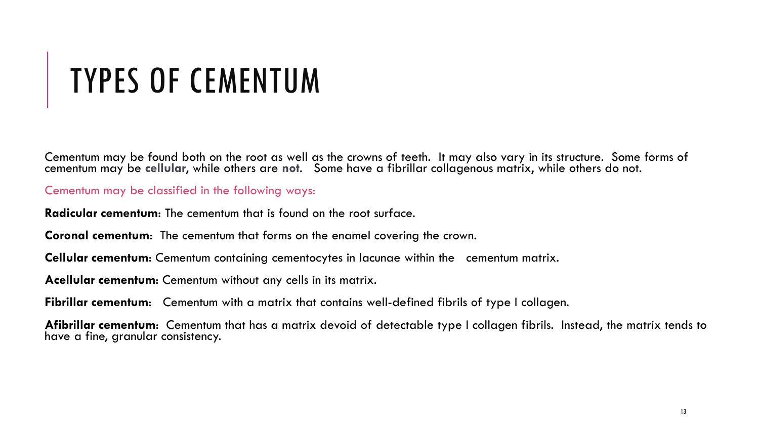# TYPES OF CEMENTUM

Cementum may be found both on the root as well as the crowns of teeth. It may also vary in its structure. Some forms of cementum may be **cellular**, while others are **not**. Some have a fibrillar collagenous matrix, while others do not.

Cementum may be classified in the following ways:

**Radicular cementum**: The cementum that is found on the root surface.

**Coronal cementum**: The cementum that forms on the enamel covering the crown.

**Cellular cementum**: Cementum containing cementocytes in lacunae within the cementum matrix.

**Acellular cementum**: Cementum without any cells in its matrix.

**Fibrillar cementum**: Cementum with a matrix that contains well-defined fibrils of type I collagen.

**Afibrillar cementum**: Cementum that has a matrix devoid of detectable type I collagen fibrils. Instead, the matrix tends to have a fine, granular consistency.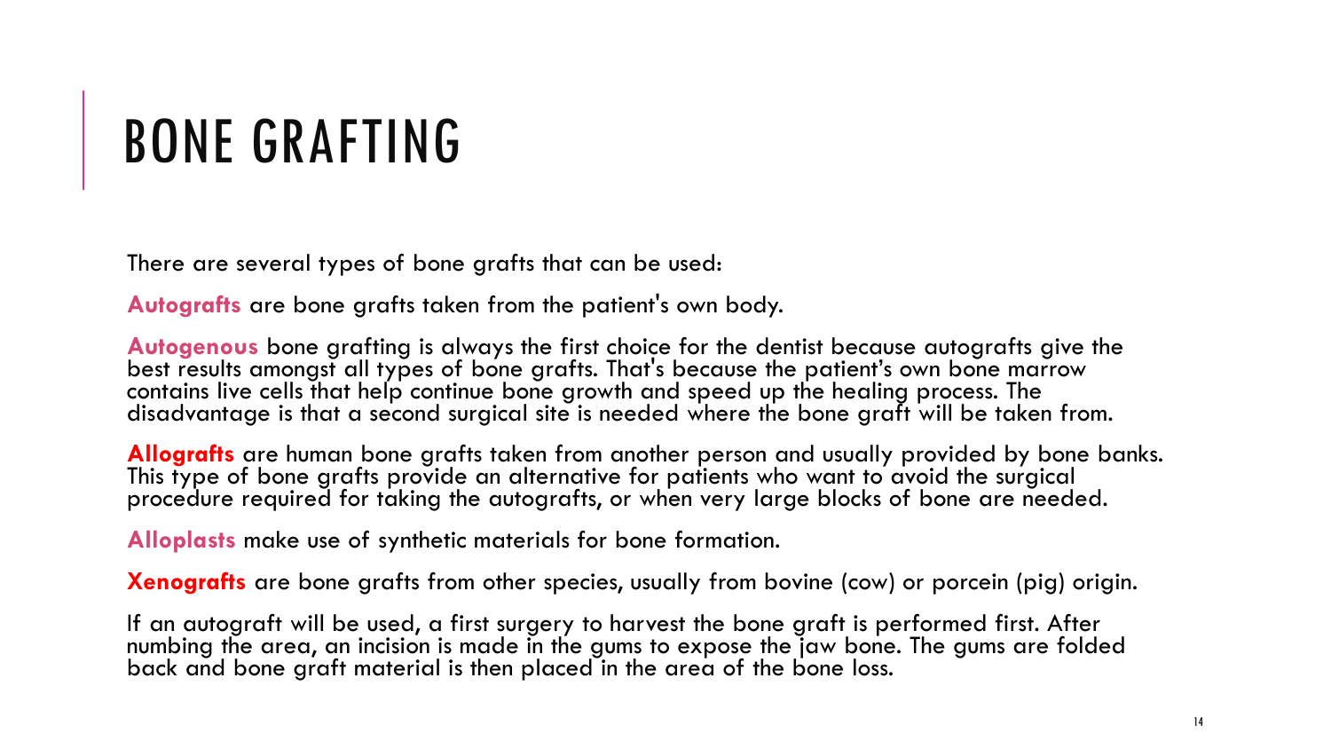# BONE GRAFTING

There are several types of bone grafts that can be used:

**Autografts** are bone grafts taken from the patient's own body.

**Autogenous** bone grafting is always the first choice for the dentist because autografts give the best results amongst all types of bone grafts. That's because the patient's own bone marrow contains live cells that help continue bone growth and speed up the healing process. The disadvantage is that a second surgical site is needed where the bone graft will be taken from.

**Allografts** are human bone grafts taken from another person and usually provided by bone banks. This type of bone grafts provide an alternative for patients who want to avoid the surgical procedure required for taking the autografts, or when very large blocks of bone are needed.

**Alloplasts** make use of synthetic materials for bone formation.

**Xenografts** are bone grafts from other species, usually from bovine (cow) or porcein (pig) origin.

If an autograft will be used, a first surgery to harvest the bone graft is performed first. After numbing the area, an incision is made in the gums to expose the jaw bone. The gums are folded back and bone graft material is then placed in the area of the bone loss.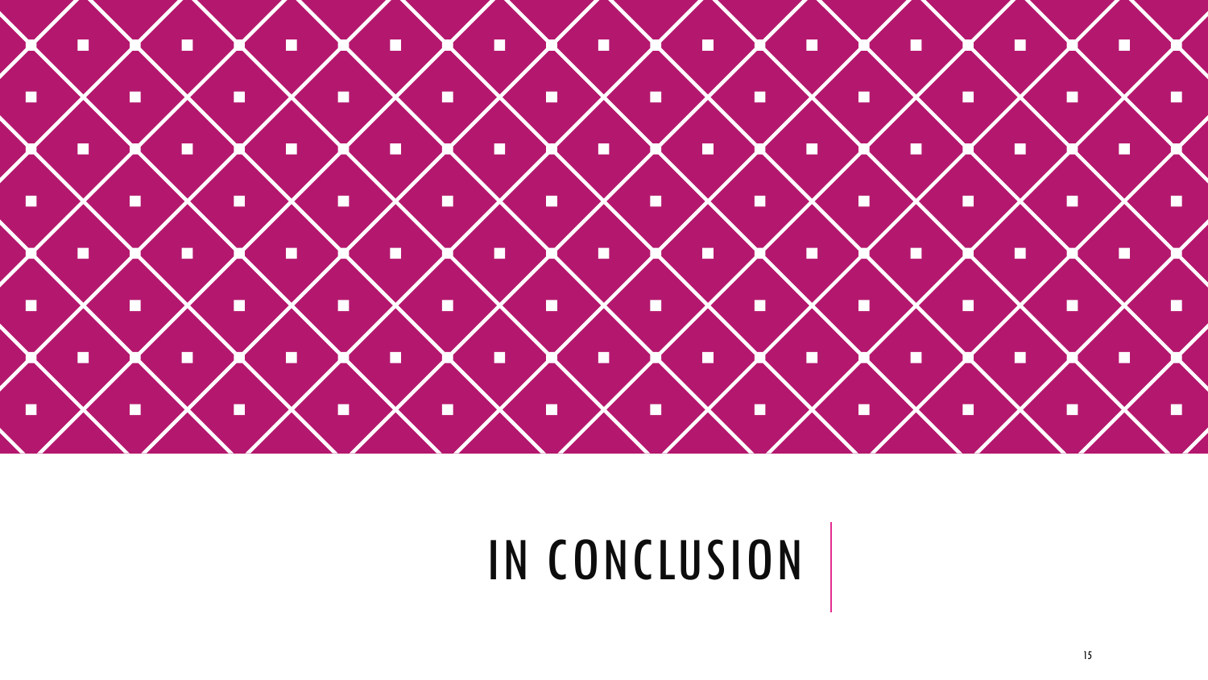# IN CONCLUSION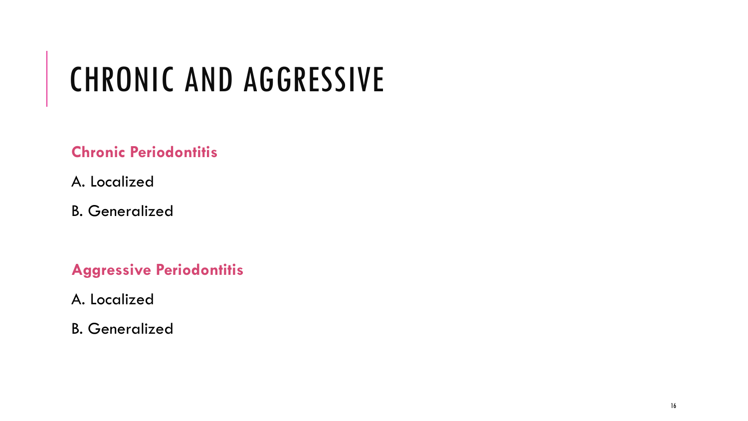# CHRONIC AND AGGRESSIVE

**Chronic Periodontitis**

A. Localized

B. Generalized

**Aggressive Periodontitis**

A. Localized

B. Generalized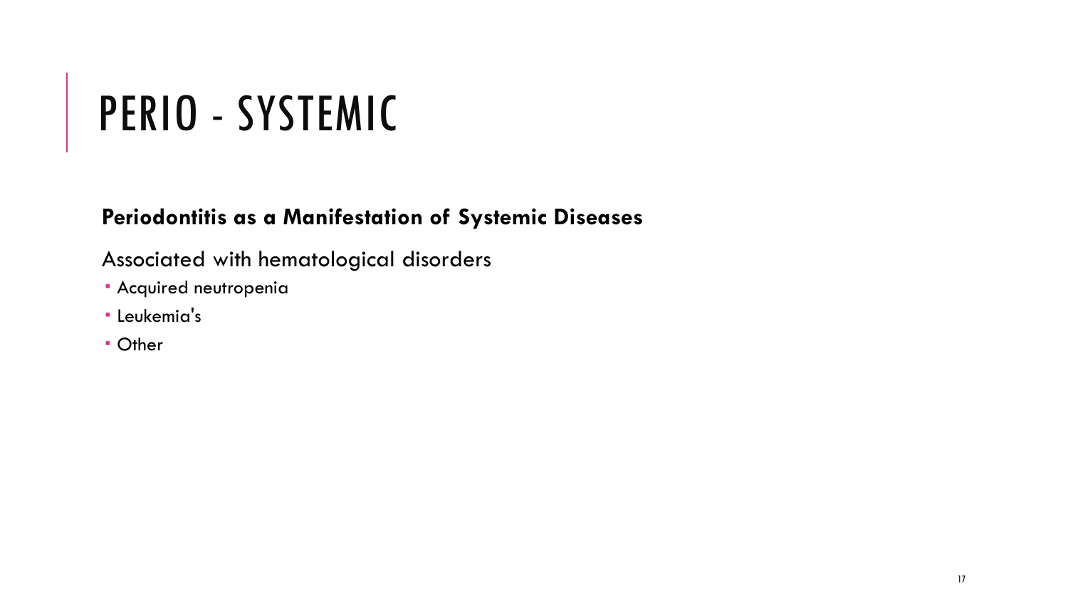# PERIO - SYSTEMIC

**Periodontitis as a Manifestation of Systemic Diseases**

Associated with hematological disorders

- Acquired neutropenia
- Leukemia's
- Other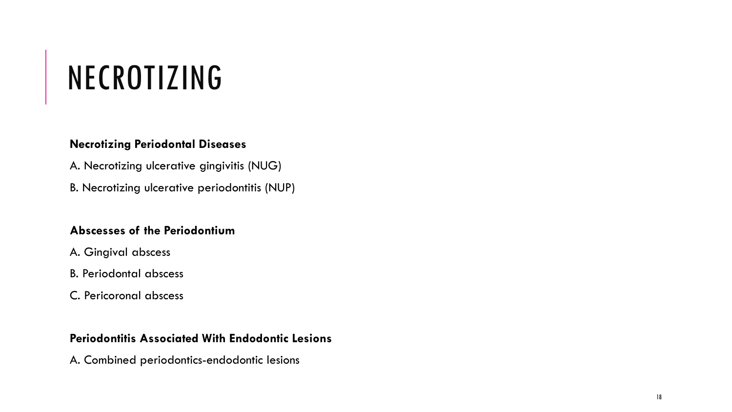# NECROTIZING

**Necrotizing Periodontal Diseases**

A. Necrotizing ulcerative gingivitis (NUG)

B. Necrotizing ulcerative periodontitis (NUP)

**Abscesses of the Periodontium**

A. Gingival abscess

B. Periodontal abscess

C. Pericoronal abscess

**Periodontitis Associated With Endodontic Lesions**

A. Combined periodontics-endodontic lesions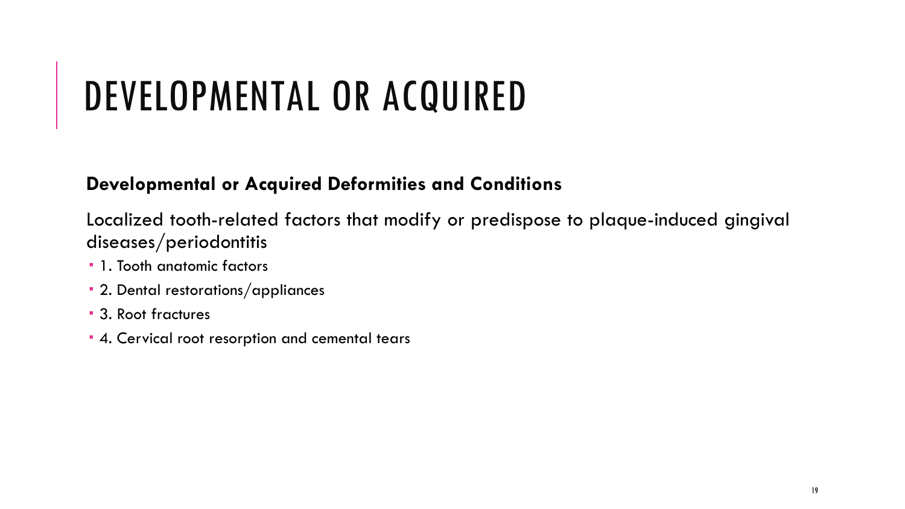# DEVELOPMENTAL OR ACQUIRED

**Developmental or Acquired Deformities and Conditions**

Localized tooth-related factors that modify or predispose to plaque-induced gingival diseases/periodontitis

- 1. Tooth anatomic factors
- 2. Dental restorations/appliances
- 3. Root fractures
- 4. Cervical root resorption and cemental tears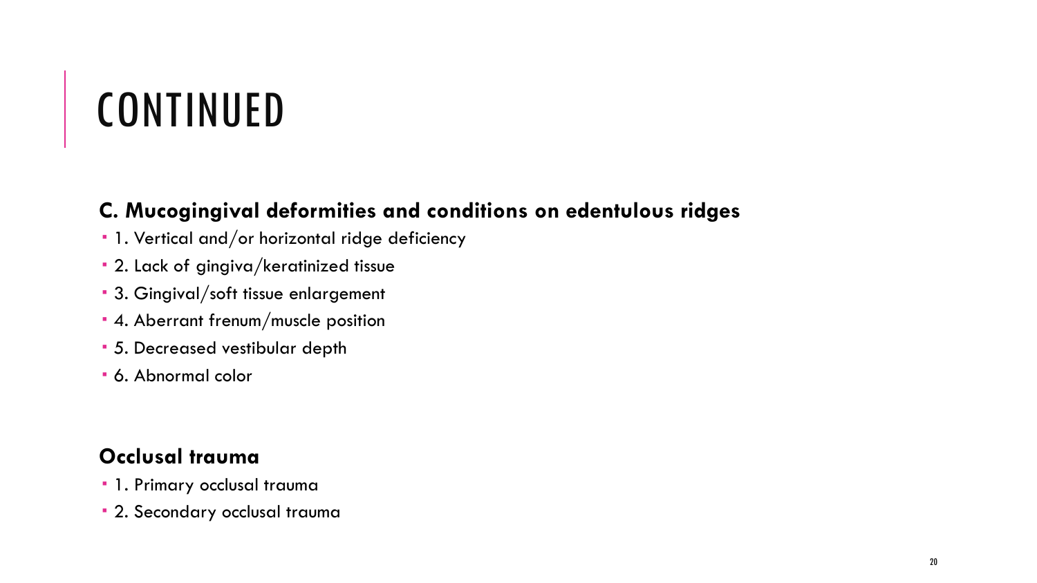# CONTINUED

**C. Mucogingival deformities and conditions on edentulous ridges**

- 1. Vertical and/or horizontal ridge deficiency
- 2. Lack of gingiva/keratinized tissue
- 3. Gingival/soft tissue enlargement
- 4. Aberrant frenum/muscle position
- 5. Decreased vestibular depth
- 6. Abnormal color

**Occlusal trauma**

- 1. Primary occlusal trauma
- 2. Secondary occlusal trauma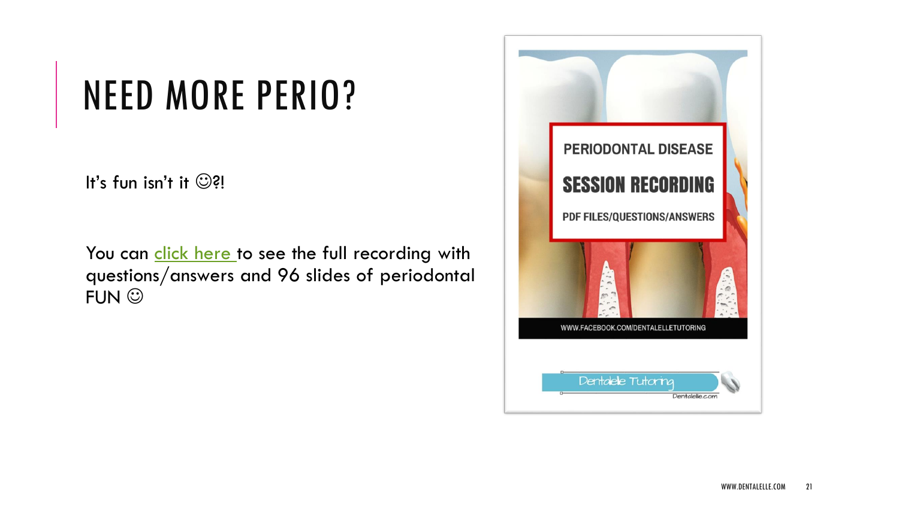# NEED MORE PERIO?

It's fun isn't it ☺?!

You can click here to see the full recording with questions/answers and 96 slides of periodontal FUN ☺

PERIODONTAL DISEASE

SESSION RECORDING

PDF FILES/QUESTIONS/ANSWERS

WWW.FACEBOOK.COM/DENTALELLETUTORING

Dentalelle Tutoring

Dentalelle.com